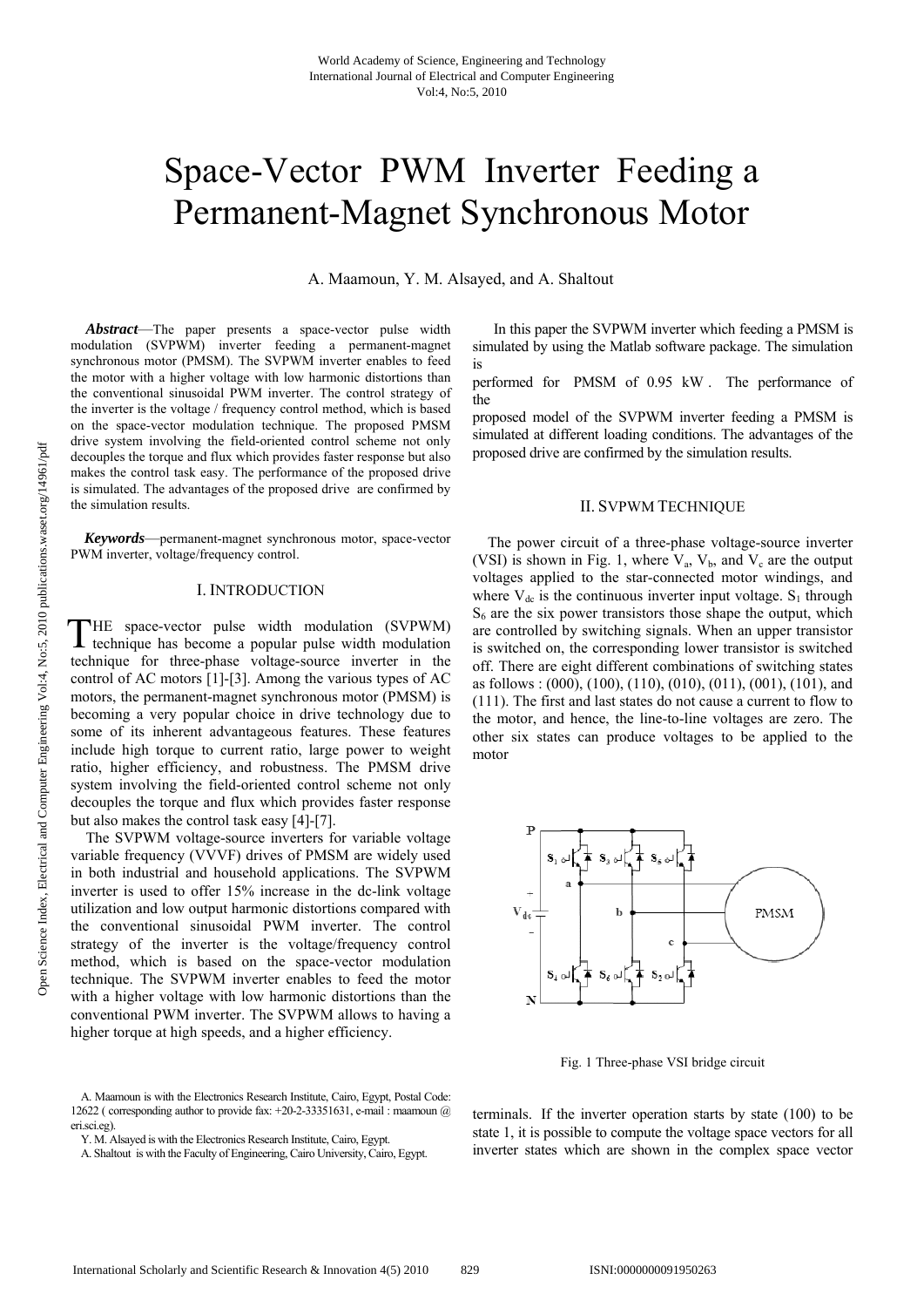# Space-Vector PWM Inverter Feeding a Permanent-Magnet Synchronous Motor

A. Maamoun, Y. M. Alsayed, and A. Shaltout

***Abstract*****—**The paper presents a space-vector pulse width modulation (SVPWM) inverter feeding a permanent-magnet synchronous motor (PMSM). The SVPWM inverter enables to feed the motor with a higher voltage with low harmonic distortions than the conventional sinusoidal PWM inverter. The control strategy of the inverter is the voltage / frequency control method, which is based on the space-vector modulation technique. The proposed PMSM drive system involving the field-oriented control scheme not only decouples the torque and flux which provides faster response but also makes the control task easy. The performance of the proposed drive is simulated. The advantages of the proposed drive are confirmed by the simulation results.

***Keywords*****—**permanent-magnet synchronous motor, space-vector PWM inverter, voltage/frequency control.

## I. INTRODUCTION

THE space-vector pulse width modulation (SVPWM) technique has become a popular pulse width modulation technique for three-phase voltage-source inverter in the control of AC motors [1]-[3]. Among the various types of AC motors, the permanent-magnet synchronous motor (PMSM) is becoming a very popular choice in drive technology due to some of its inherent advantageous features. These features include high torque to current ratio, large power to weight ratio, higher efficiency, and robustness. The PMSM drive system involving the field-oriented control scheme not only decouples the torque and flux which provides faster response but also makes the control task easy [4]-[7].

The SVPWM voltage-source inverters for variable voltage variable frequency (VVVF) drives of PMSM are widely used in both industrial and household applications. The SVPWM inverter is used to offer 15% increase in the dc-link voltage utilization and low output harmonic distortions compared with the conventional sinusoidal PWM inverter. The control strategy of the inverter is the voltage/frequency control method, which is based on the space-vector modulation technique. The SVPWM inverter enables to feed the motor with a higher voltage with low harmonic distortions than the conventional PWM inverter. The SVPWM allows to having a higher torque at high speeds, and a higher efficiency.

In this paper the SVPWM inverter which feeding a PMSM is simulated by using the Matlab software package. The simulation is performed for PMSM of 0.95 kW. The performance of the proposed model of the SVPWM inverter feeding a PMSM is simulated at different loading conditions. The advantages of the proposed drive are confirmed by the simulation results.

## II. SVPWM TECHNIQUE

The power circuit of a three-phase voltage-source inverter (VSI) is shown in Fig. 1, where $V_a$, $V_b$, and $V_c$ are the output voltages applied to the star-connected motor windings, and where $V_{dc}$ is the continuous inverter input voltage. $S_1$ through $S_6$ are the six power transistors those shape the output, which are controlled by switching signals. When an upper transistor is switched on, the corresponding lower transistor is switched off. There are eight different combinations of switching states as follows : (000), (100), (110), (010), (011), (001), (101), and (111). The first and last states do not cause a current to flow to the motor, and hence, the line-to-line voltages are zero. The other six states can produce voltages to be applied to the motor terminals. If the inverter operation starts by state (100) to be state 1, it is possible to compute the voltage space vectors for all inverter states which are shown in the complex space vector

Fig. 1 Three-phase VSI bridge circuit

A. Maamoun is with the Electronics Research Institute, Cairo, Egypt, Postal Code: 12622 ( corresponding author to provide fax: +20-2-33351631, e-mail : maamoun @ eri.sci.eg).

Y. M. Alsayed is with the Electronics Research Institute, Cairo, Egypt.

A. Shaltout is with the Faculty of Engineering, Cairo University, Cairo, Egypt.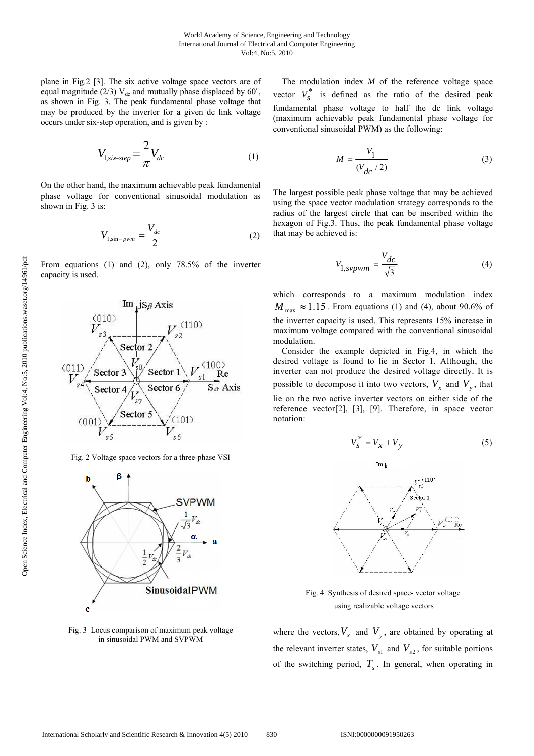plane in Fig.2 [3]. The six active voltage space vectors are of equal magnitude (2/3) $V_{dc}$ and mutually phase displaced by $60^o$, as shown in Fig. 3. The peak fundamental phase voltage that may be produced by the inverter for a given dc link voltage occurs under six-step operation, and is given by :

$$V_{1,six-step} = \frac{2}{\pi} V_{dc} \tag{1}$$

On the other hand, the maximum achievable peak fundamental phase voltage for conventional sinusoidal modulation as shown in Fig. 3 is:

$$V_{1,\sin-pwm} = \frac{V_{dc}}{2} \tag{2}$$

From equations (1) and (2), only 78.5% of the inverter capacity is used.

Fig. 2 Voltage space vectors for a three-phase VSI

Fig. 3 Locus comparison of maximum peak voltage in sinusoidal PWM and SVPWM

The modulation index $M$ of the reference voltage space vector $V_S^*$ is defined as the ratio of the desired peak fundamental phase voltage to half the dc link voltage (maximum achievable peak fundamental phase voltage for conventional sinusoidal PWM) as the following:

$$M = \frac{V_1}{(V_{dc}/2)} \tag{3}$$

The largest possible peak phase voltage that may be achieved using the space vector modulation strategy corresponds to the radius of the largest circle that can be inscribed within the hexagon of Fig.3. Thus, the peak fundamental phase voltage that may be achieved is:

$$V_{1,svpwm} = \frac{V_{dc}}{\sqrt{3}} \tag{4}$$

which corresponds to a maximum modulation index $M_{max} \approx 1.15$. From equations (1) and (4), about 90.6% of the inverter capacity is used. This represents 15% increase in maximum voltage compared with the conventional sinusoidal modulation.

Consider the example depicted in Fig.4, in which the desired voltage is found to lie in Sector 1. Although, the inverter can not produce the desired voltage directly. It is possible to decompose it into two vectors, $V_x$ and $V_y$, that lie on the two active inverter vectors on either side of the reference vector[2], [3], [9]. Therefore, in space vector notation:

$$V_S^* = V_X + V_y \tag{5}$$

Fig. 4 Synthesis of desired space- vector voltage using realizable voltage vectors

where the vectors, $V_x$ and $V_y$, are obtained by operating at the relevant inverter states, $V_{s1}$ and $V_{s2}$, for suitable portions of the switching period, $T_s$. In general, when operating in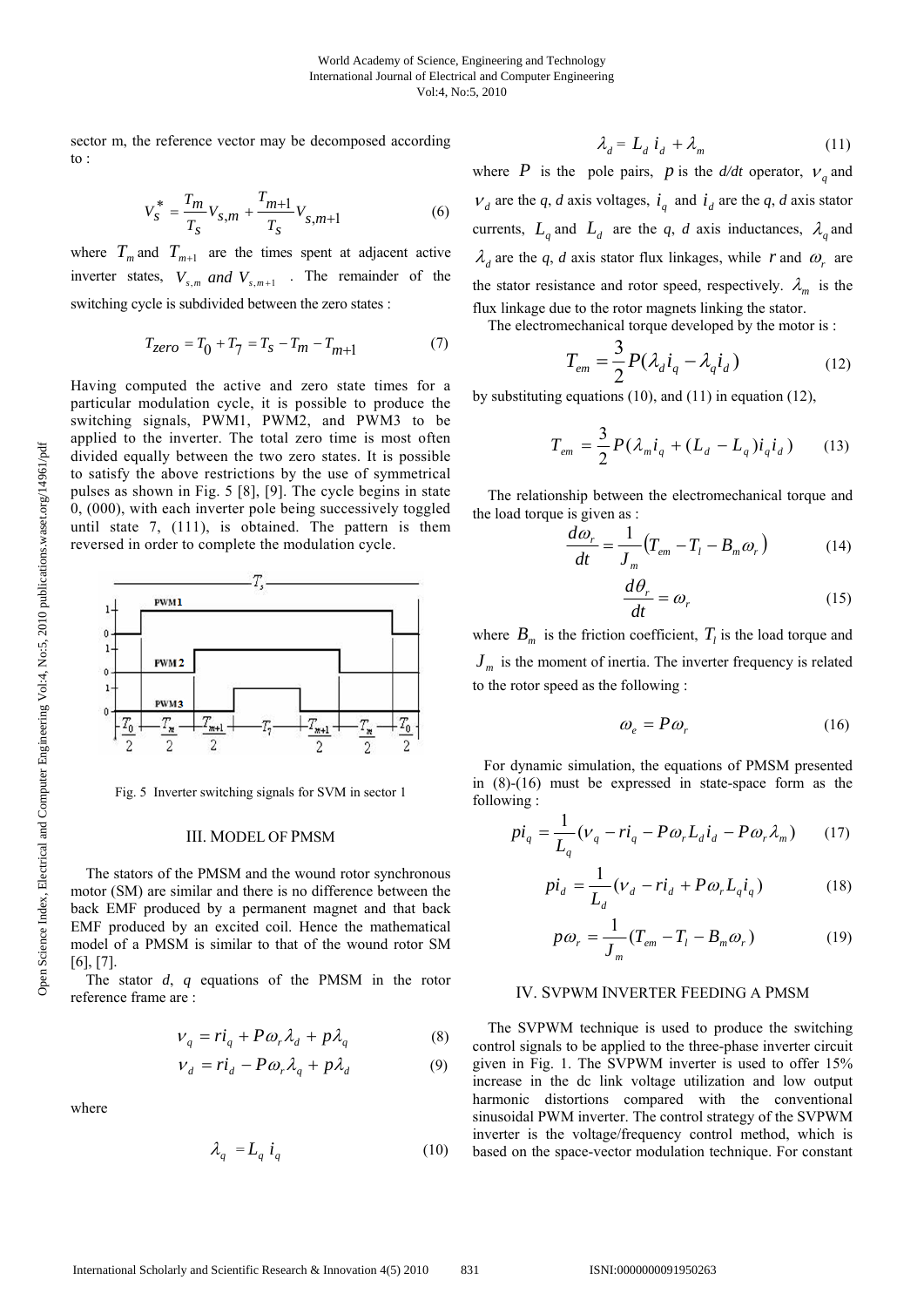sector m, the reference vector may be decomposed according to :

$$V_S^* = \frac{T_m}{T_S} V_{s,m} + \frac{T_{m+1}}{T_S} V_{s,m+1} \tag{6}$$

where $T_m$ and $T_{m+1}$ are the times spent at adjacent active inverter states, $V_{s,m}$ *and* $V_{s,m+1}$ . The remainder of the switching cycle is subdivided between the zero states :

$$T_{zero} = T_0 + T_7 = T_S - T_m - T_{m+1} \tag{7}$$

Having computed the active and zero state times for a particular modulation cycle, it is possible to produce the switching signals, PWM1, PWM2, and PWM3 to be applied to the inverter. The total zero time is most often divided equally between the two zero states. It is possible to satisfy the above restrictions by the use of symmetrical pulses as shown in Fig. 5 [8], [9]. The cycle begins in state 0, (000), with each inverter pole being successively toggled until state 7, (111), is obtained. The pattern is them reversed in order to complete the modulation cycle.

Fig. 5 Inverter switching signals for SVM in sector 1

## III. Model of PMSM

The stators of the PMSM and the wound rotor synchronous motor (SM) are similar and there is no difference between the back EMF produced by a permanent magnet and that back EMF produced by an excited coil. Hence the mathematical model of a PMSM is similar to that of the wound rotor SM [6], [7].

The stator *d*, *q* equations of the PMSM in the rotor reference frame are :

$$v_q = ri_q + P\omega_r \lambda_d + p\lambda_q \tag{8}$$

$$v_d = ri_d - P\omega_r \lambda_q + p\lambda_d \tag{9}$$

where

$$\lambda_q = L_q \, i_q \tag{10}$$

$$\lambda_d = L_d \, i_d + \lambda_m \tag{11}$$

where $P$ is the pole pairs, $p$ is the *d/dt* operator, $v_q$ and $v_d$ are the *q*, *d* axis voltages, $i_q$ and $i_d$ are the *q*, *d* axis stator currents, $L_q$ and $L_d$ are the *q*, *d* axis inductances, $\lambda_q$ and $\lambda_d$ are the *q*, *d* axis stator flux linkages, while $r$ and $\omega_r$ are the stator resistance and rotor speed, respectively. $\lambda_m$ is the flux linkage due to the rotor magnets linking the stator.

The electromechanical torque developed by the motor is :

$$T_{em} = \frac{3}{2} P(\lambda_d i_q - \lambda_q i_d) \tag{12}$$

by substituting equations (10), and (11) in equation (12),

$$T_{em} = \frac{3}{2} P(\lambda_m i_q + (L_d - L_q) i_q i_d) \tag{13}$$

The relationship between the electromechanical torque and the load torque is given as :

$$\frac{d\omega_r}{dt} = \frac{1}{J_m}\left(T_{em} - T_l - B_m \omega_r\right) \tag{14}$$

$$\frac{d\theta_r}{dt} = \omega_r \tag{15}$$

where $B_m$ is the friction coefficient, $T_l$ is the load torque and $J_m$ is the moment of inertia. The inverter frequency is related to the rotor speed as the following :

$$\omega_e = P\omega_r \tag{16}$$

For dynamic simulation, the equations of PMSM presented in (8)-(16) must be expressed in state-space form as the following :

$$pi_q = \frac{1}{L_q}(v_q - ri_q - P\omega_r L_d i_d - P\omega_r \lambda_m) \tag{17}$$

$$pi_d = \frac{1}{L_d}(v_d - ri_d + P\omega_r L_q i_q) \tag{18}$$

$$p\omega_r = \frac{1}{J_m}(T_{em} - T_l - B_m \omega_r) \tag{19}$$

## IV. SVPWM Inverter Feeding a PMSM

The SVPWM technique is used to produce the switching control signals to be applied to the three-phase inverter circuit given in Fig. 1. The SVPWM inverter is used to offer 15% increase in the dc link voltage utilization and low output harmonic distortions compared with the conventional sinusoidal PWM inverter. The control strategy of the SVPWM inverter is the voltage/frequency control method, which is based on the space-vector modulation technique. For constant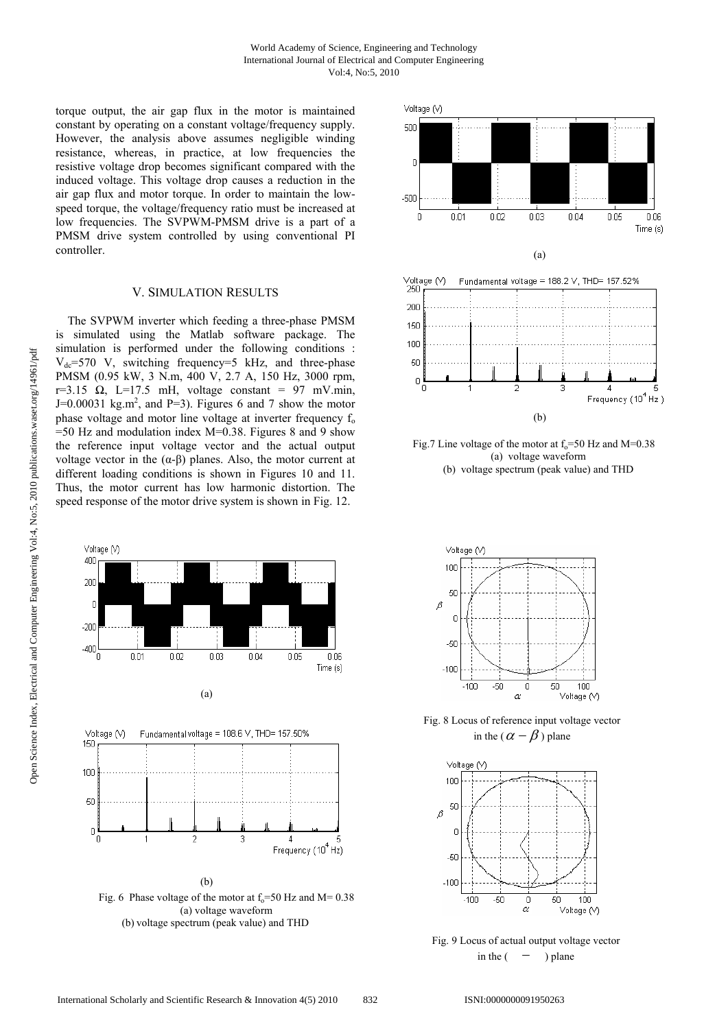torque output, the air gap flux in the motor is maintained constant by operating on a constant voltage/frequency supply. However, the analysis above assumes negligible winding resistance, whereas, in practice, at low frequencies the resistive voltage drop becomes significant compared with the induced voltage. This voltage drop causes a reduction in the air gap flux and motor torque. In order to maintain the low-speed torque, the voltage/frequency ratio must be increased at low frequencies. The SVPWM-PMSM drive is a part of a PMSM drive system controlled by using conventional PI controller.

## V. Simulation Results

The SVPWM inverter which feeding a three-phase PMSM is simulated using the Matlab software package. The simulation is performed under the following conditions : $V_{dc}$=570 V, switching frequency=5 kHz, and three-phase PMSM (0.95 kW, 3 N.m, 400 V, 2.7 A, 150 Hz, 3000 rpm, r=3.15 Ω, L=17.5 mH, voltage constant = 97 mV.min, J=0.00031 kg.m$^2$, and P=3). Figures 6 and 7 show the motor phase voltage and motor line voltage at inverter frequency $f_o$ =50 Hz and modulation index M=0.38. Figures 8 and 9 show the reference input voltage vector and the actual output voltage vector in the (α-β) planes. Also, the motor current at different loading conditions is shown in Figures 10 and 11. Thus, the motor current has low harmonic distortion. The speed response of the motor drive system is shown in Fig. 12.

(a)

(b)

Fig. 6 Phase voltage of the motor at $f_o$=50 Hz and M= 0.38
(a) voltage waveform
(b) voltage spectrum (peak value) and THD

(a)

(b)

Fig.7 Line voltage of the motor at $f_o$=50 Hz and M=0.38
(a) voltage waveform
(b) voltage spectrum (peak value) and THD

Fig. 8 Locus of reference input voltage vector in the ($\alpha - \beta$) plane

Fig. 9 Locus of actual output voltage vector in the ( − ) plane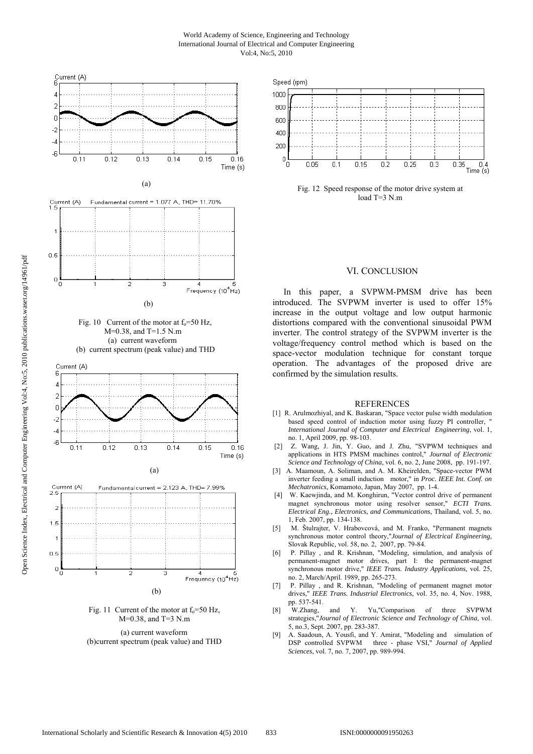Current (A)
6
4
2
0
-2
-4
-6
0.11 0.12 0.13 0.14 0.15 0.16
Time (s)

(a)

Current (A) Fundamental current = 1.077 A, THD= 11.70%
1.5
1
0.5
0
0 1 2 3 4 5
Frequency ($10^4$Hz)

(b)

Fig. 10 Current of the motor at $f_o$=50 Hz, M=0.38, and T=1.5 N.m
(a) current waveform
(b) current spectrum (peak value) and THD

Current (A)
6
4
2
0
-2
-4
-6
0.11 0.12 0.13 0.14 0.15 0.16
Time (s)

(a)

Current (A) Fundamental current = 2.123 A, THD= 7.99%
2.5
2
1.5
1
0.5
0
0 1 2 3 4 5
Frequency ($10^4$Hz)

(b)

Fig. 11 Current of the motor at $f_o$=50 Hz, M=0.38, and T=3 N.m

(a) current waveform
(b)current spectrum (peak value) and THD

Speed (rpm)
1000
800
600
400
200
0
0 0.05 0.1 0.15 0.2 0.25 0.3 0.35 0.4
Time (s)

Fig. 12 Speed response of the motor drive system at load T=3 N.m

## VI. CONCLUSION

In this paper, a SVPWM-PMSM drive has been introduced. The SVPWM inverter is used to offer 15% increase in the output voltage and low output harmonic distortions compared with the conventional sinusoidal PWM inverter. The control strategy of the SVPWM inverter is the voltage/frequency control method which is based on the space-vector modulation technique for constant torque operation. The advantages of the proposed drive are confirmed by the simulation results.

## REFERENCES

[1] R. Arulmozhiyal, and K. Baskaran, "Space vector pulse width modulation based speed control of induction motor using fuzzy PI controller, " *International Journal of Computer and Electrical Engineering*, vol. 1, no. 1, April 2009, pp. 98-103.

[2] Z. Wang, J. Jin, Y. Guo, and J. Zhu, "SVPWM techniques and applications in HTS PMSM machines control," *Journal of Electronic Science and Technology of China*, vol. 6, no. 2, June 2008, pp. 191-197.

[3] A. Maamoun, A. Soliman, and A. M. Kheirelden, "Space-vector PWM inverter feeding a small induction motor," in *Proc. IEEE Int. Conf. on Mechatronics,* Komamoto, Japan, May 2007, pp. 1-4.

[4] W. Kaewjinda, and M. Konghirun, "Vector control drive of permanent magnet synchronous motor using resolver sensor," *ECTI Trans. Electrical Eng., Electronics, and Communications*, Thailand, vol. 5, no. 1, Feb. 2007, pp. 134-138.

[5] M. Štulrajter, V. Hrabovcová, and M. Franko, "Permanent magnets synchronous motor control theory,"*Journal of Electrical Engineering,* Slovak Republic, vol. 58, no. 2, 2007, pp. 79-84.

[6] P. Pillay , and R. Krishnan, "Modeling, simulation, and analysis of permanent-magnet motor drives, part I: the permanent-magnet synchronous motor drive," *IEEE Trans. Industry Applications,* vol. 25, no. 2, March/April. 1989, pp. 265-273.

[7] P. Pillay , and R. Krishnan, "Modeling of permanent magnet motor drives," *IEEE Trans. Industrial Electronics,* vol. 35, no. 4, Nov. 1988, pp. 537-541.

[8] W.Zhang, and Y. Yu,"Comparison of three SVPWM strategies,"*Journal of Electronic Science and Technology of China*, vol. 5, no.3, Sept. 2007, pp. 283-387.

[9] A. Saadoun, A. Yousfi, and Y. Amirat, "Modeling and simulation of DSP controlled SVPWM three - phase VSI," *Journal of Applied Sciences*, vol. 7, no. 7, 2007, pp. 989-994.